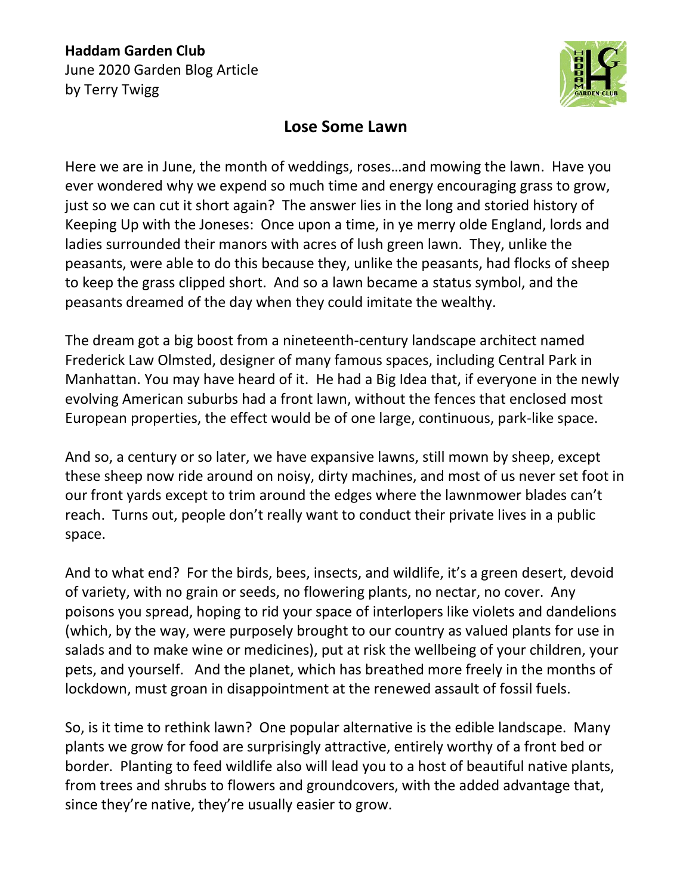**Haddam Garden Club**
June 2020 Garden Blog Article
by Terry Twigg

# Lose Some Lawn

Here we are in June, the month of weddings, roses…and mowing the lawn. Have you ever wondered why we expend so much time and energy encouraging grass to grow, just so we can cut it short again? The answer lies in the long and storied history of Keeping Up with the Joneses: Once upon a time, in ye merry olde England, lords and ladies surrounded their manors with acres of lush green lawn. They, unlike the peasants, were able to do this because they, unlike the peasants, had flocks of sheep to keep the grass clipped short. And so a lawn became a status symbol, and the peasants dreamed of the day when they could imitate the wealthy.

The dream got a big boost from a nineteenth-century landscape architect named Frederick Law Olmsted, designer of many famous spaces, including Central Park in Manhattan. You may have heard of it. He had a Big Idea that, if everyone in the newly evolving American suburbs had a front lawn, without the fences that enclosed most European properties, the effect would be of one large, continuous, park-like space.

And so, a century or so later, we have expansive lawns, still mown by sheep, except these sheep now ride around on noisy, dirty machines, and most of us never set foot in our front yards except to trim around the edges where the lawnmower blades can't reach. Turns out, people don't really want to conduct their private lives in a public space.

And to what end? For the birds, bees, insects, and wildlife, it's a green desert, devoid of variety, with no grain or seeds, no flowering plants, no nectar, no cover. Any poisons you spread, hoping to rid your space of interlopers like violets and dandelions (which, by the way, were purposely brought to our country as valued plants for use in salads and to make wine or medicines), put at risk the wellbeing of your children, your pets, and yourself. And the planet, which has breathed more freely in the months of lockdown, must groan in disappointment at the renewed assault of fossil fuels.

So, is it time to rethink lawn? One popular alternative is the edible landscape. Many plants we grow for food are surprisingly attractive, entirely worthy of a front bed or border. Planting to feed wildlife also will lead you to a host of beautiful native plants, from trees and shrubs to flowers and groundcovers, with the added advantage that, since they're native, they're usually easier to grow.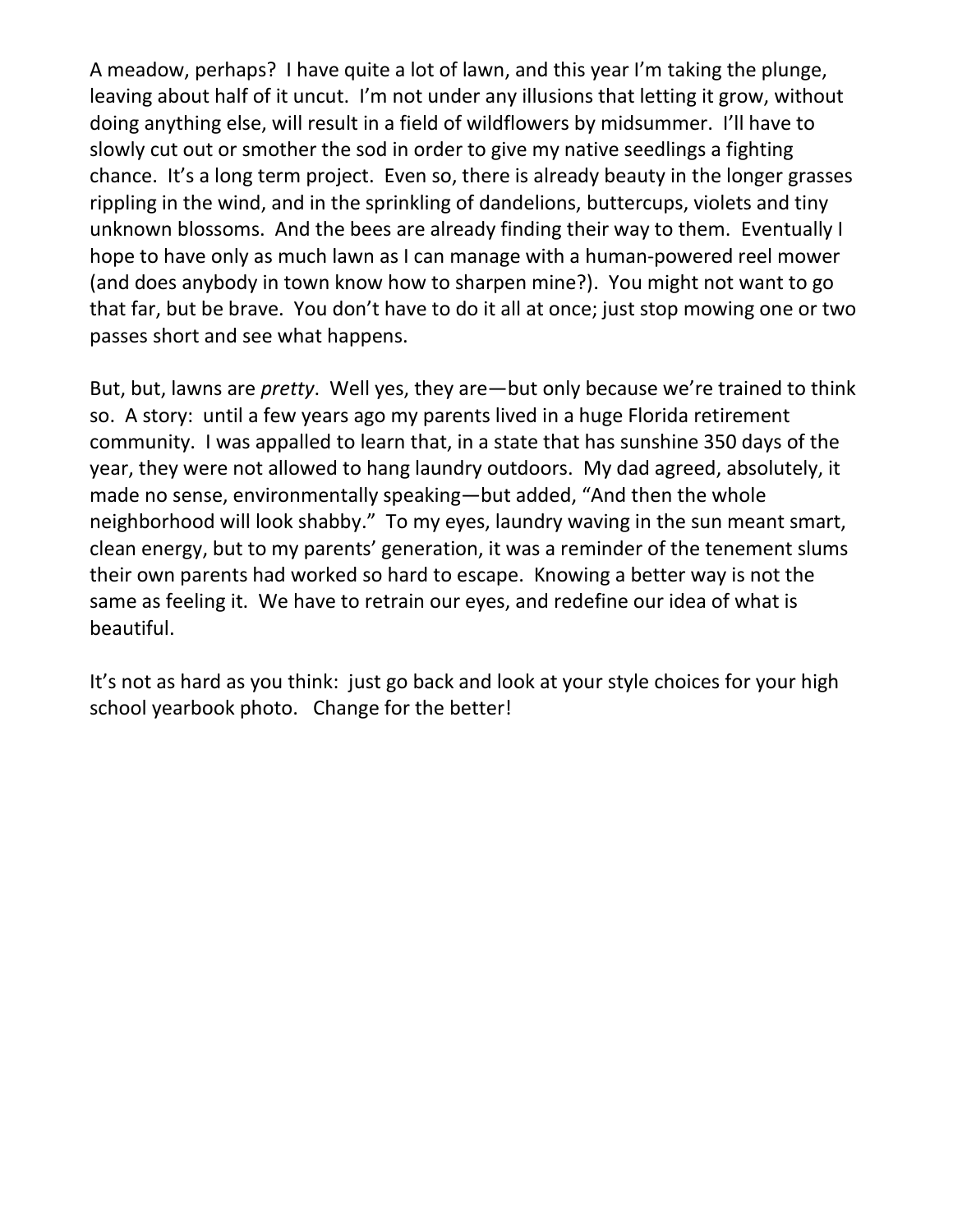A meadow, perhaps? I have quite a lot of lawn, and this year I'm taking the plunge, leaving about half of it uncut. I'm not under any illusions that letting it grow, without doing anything else, will result in a field of wildflowers by midsummer. I'll have to slowly cut out or smother the sod in order to give my native seedlings a fighting chance. It's a long term project. Even so, there is already beauty in the longer grasses rippling in the wind, and in the sprinkling of dandelions, buttercups, violets and tiny unknown blossoms. And the bees are already finding their way to them. Eventually I hope to have only as much lawn as I can manage with a human-powered reel mower (and does anybody in town know how to sharpen mine?). You might not want to go that far, but be brave. You don't have to do it all at once; just stop mowing one or two passes short and see what happens.

But, but, lawns are *pretty*. Well yes, they are—but only because we're trained to think so. A story: until a few years ago my parents lived in a huge Florida retirement community. I was appalled to learn that, in a state that has sunshine 350 days of the year, they were not allowed to hang laundry outdoors. My dad agreed, absolutely, it made no sense, environmentally speaking—but added, "And then the whole neighborhood will look shabby." To my eyes, laundry waving in the sun meant smart, clean energy, but to my parents' generation, it was a reminder of the tenement slums their own parents had worked so hard to escape. Knowing a better way is not the same as feeling it. We have to retrain our eyes, and redefine our idea of what is beautiful.

It's not as hard as you think: just go back and look at your style choices for your high school yearbook photo. Change for the better!